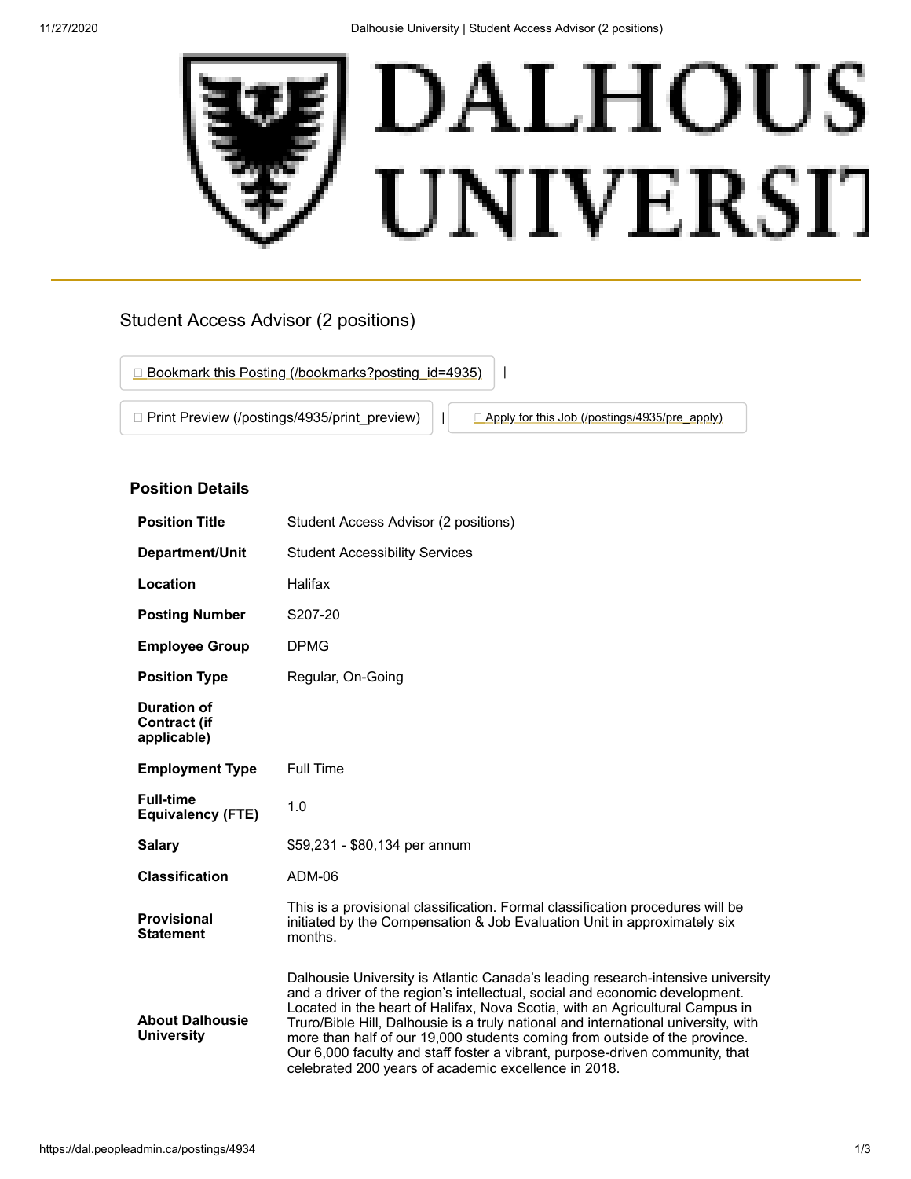# Student Access Advisor (2 positions)

Bookmark this Posting (/bookmarks?posting_id=4935) |

Print Preview (/postings/4935/print_preview) | Apply for this Job (/postings/4935/pre_apply)

## Position Details

| | |
|---|---|
| **Position Title** | Student Access Advisor (2 positions) |
| **Department/Unit** | Student Accessibility Services |
| **Location** | Halifax |
| **Posting Number** | S207-20 |
| **Employee Group** | DPMG |
| **Position Type** | Regular, On-Going |
| **Duration of Contract (if applicable)** | |
| **Employment Type** | Full Time |
| **Full-time Equivalency (FTE)** | 1.0 |
| **Salary** | $59,231 - $80,134 per annum |
| **Classification** | ADM-06 |
| **Provisional Statement** | This is a provisional classification. Formal classification procedures will be initiated by the Compensation & Job Evaluation Unit in approximately six months. |
| **About Dalhousie University** | Dalhousie University is Atlantic Canada's leading research-intensive university and a driver of the region's intellectual, social and economic development. Located in the heart of Halifax, Nova Scotia, with an Agricultural Campus in Truro/Bible Hill, Dalhousie is a truly national and international university, with more than half of our 19,000 students coming from outside of the province. Our 6,000 faculty and staff foster a vibrant, purpose-driven community, that celebrated 200 years of academic excellence in 2018. |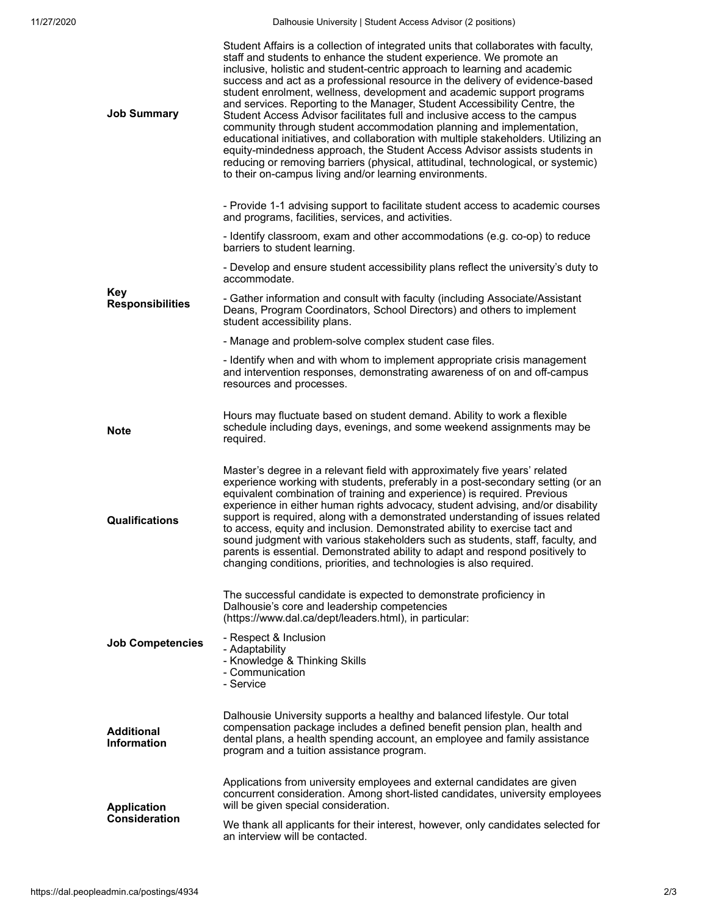**Job Summary**

Student Affairs is a collection of integrated units that collaborates with faculty, staff and students to enhance the student experience. We promote an inclusive, holistic and student-centric approach to learning and academic success and act as a professional resource in the delivery of evidence-based student enrolment, wellness, development and academic support programs and services. Reporting to the Manager, Student Accessibility Centre, the Student Access Advisor facilitates full and inclusive access to the campus community through student accommodation planning and implementation, educational initiatives, and collaboration with multiple stakeholders. Utilizing an equity-mindedness approach, the Student Access Advisor assists students in reducing or removing barriers (physical, attitudinal, technological, or systemic) to their on-campus living and/or learning environments.

**Key Responsibilities**

- Provide 1-1 advising support to facilitate student access to academic courses and programs, facilities, services, and activities.
- Identify classroom, exam and other accommodations (e.g. co-op) to reduce barriers to student learning.
- Develop and ensure student accessibility plans reflect the university's duty to accommodate.
- Gather information and consult with faculty (including Associate/Assistant Deans, Program Coordinators, School Directors) and others to implement student accessibility plans.
- Manage and problem-solve complex student case files.
- Identify when and with whom to implement appropriate crisis management and intervention responses, demonstrating awareness of on and off-campus resources and processes.

**Note**

Hours may fluctuate based on student demand. Ability to work a flexible schedule including days, evenings, and some weekend assignments may be required.

**Qualifications**

Master's degree in a relevant field with approximately five years' related experience working with students, preferably in a post-secondary setting (or an equivalent combination of training and experience) is required. Previous experience in either human rights advocacy, student advising, and/or disability support is required, along with a demonstrated understanding of issues related to access, equity and inclusion. Demonstrated ability to exercise tact and sound judgment with various stakeholders such as students, staff, faculty, and parents is essential. Demonstrated ability to adapt and respond positively to changing conditions, priorities, and technologies is also required.

**Job Competencies**

The successful candidate is expected to demonstrate proficiency in Dalhousie's core and leadership competencies (https://www.dal.ca/dept/leaders.html), in particular:

- Respect & Inclusion
- Adaptability
- Knowledge & Thinking Skills
- Communication
- Service

**Additional Information**

Dalhousie University supports a healthy and balanced lifestyle. Our total compensation package includes a defined benefit pension plan, health and dental plans, a health spending account, an employee and family assistance program and a tuition assistance program.

**Application Consideration**

Applications from university employees and external candidates are given concurrent consideration. Among short-listed candidates, university employees will be given special consideration.

We thank all applicants for their interest, however, only candidates selected for an interview will be contacted.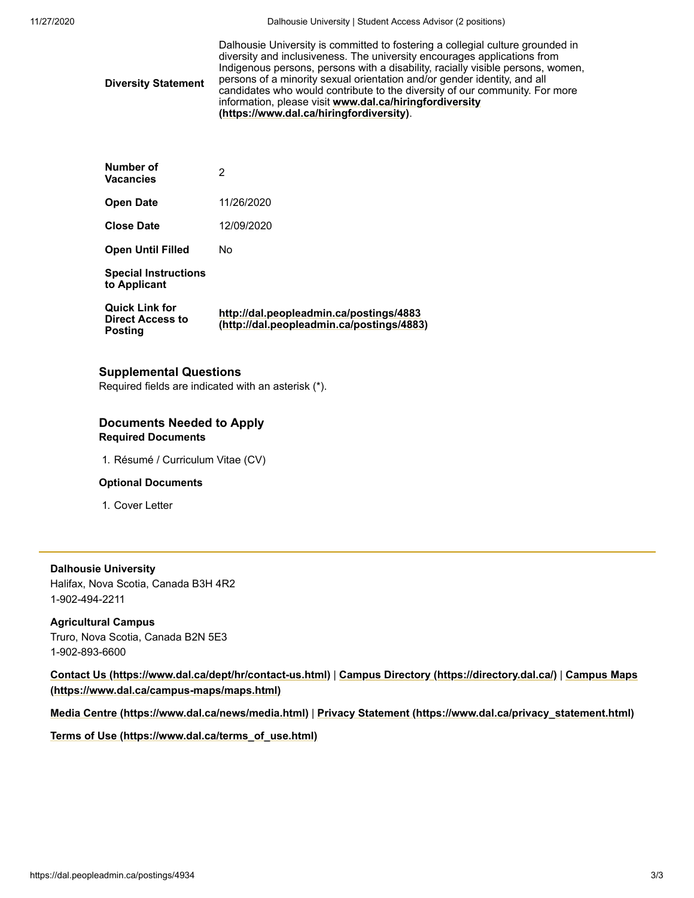| | |
|---|---|
| **Diversity Statement** | Dalhousie University is committed to fostering a collegial culture grounded in diversity and inclusiveness. The university encourages applications from Indigenous persons, persons with a disability, racially visible persons, women, persons of a minority sexual orientation and/or gender identity, and all candidates who would contribute to the diversity of our community. For more information, please visit **www.dal.ca/hiringfordiversity (https://www.dal.ca/hiringfordiversity)**. |
| **Number of Vacancies** | 2 |
| **Open Date** | 11/26/2020 |
| **Close Date** | 12/09/2020 |
| **Open Until Filled** | No |
| **Special Instructions to Applicant** | |
| **Quick Link for Direct Access to Posting** | **http://dal.peopleadmin.ca/postings/4883 (http://dal.peopleadmin.ca/postings/4883)** |

### Supplemental Questions

Required fields are indicated with an asterisk (*).

### Documents Needed to Apply

**Required Documents**

1. Résumé / Curriculum Vitae (CV)

**Optional Documents**

1. Cover Letter

---

**Dalhousie University**
Halifax, Nova Scotia, Canada B3H 4R2
1-902-494-2211

**Agricultural Campus**
Truro, Nova Scotia, Canada B2N 5E3
1-902-893-6600

**Contact Us (https://www.dal.ca/dept/hr/contact-us.html)** | **Campus Directory (https://directory.dal.ca/)** | **Campus Maps (https://www.dal.ca/campus-maps/maps.html)**

**Media Centre (https://www.dal.ca/news/media.html)** | **Privacy Statement (https://www.dal.ca/privacy_statement.html)**

**Terms of Use (https://www.dal.ca/terms_of_use.html)**